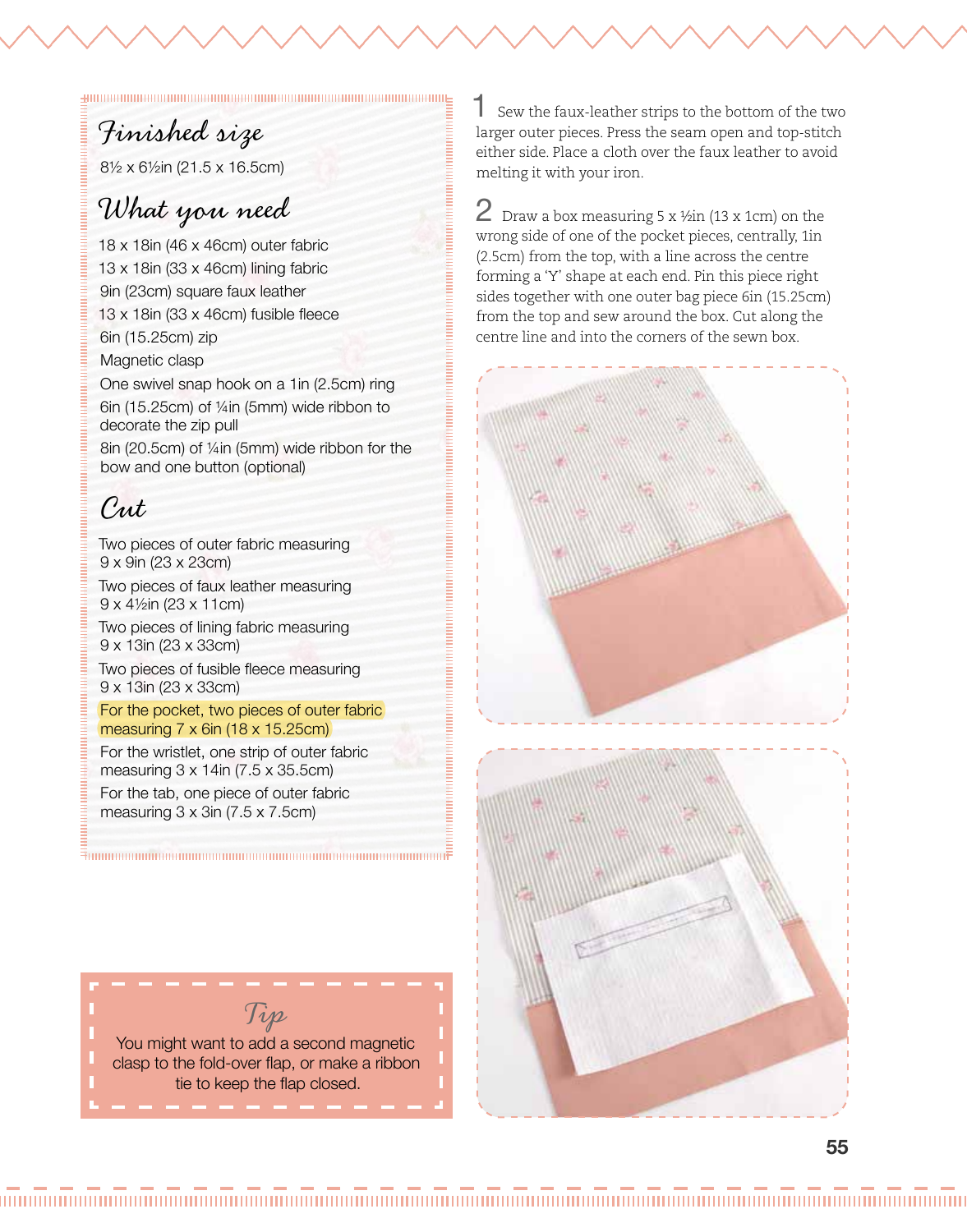## Finished size

8½ x 6½in (21.5 x 16.5cm)

## What you need

- 18 x 18in (46 x 46cm) outer fabric
- 13 x 18in (33 x 46cm) lining fabric
- 9in (23cm) square faux leather
- 13 x 18in (33 x 46cm) fusible fleece
- 6in (15.25cm) zip
- Magnetic clasp
- One swivel snap hook on a 1in (2.5cm) ring
- 6in (15.25cm) of ¼in (5mm) wide ribbon to decorate the zip pull
- 8in (20.5cm) of ¼in (5mm) wide ribbon for the bow and one button (optional)

## Cut

- Two pieces of outer fabric measuring 9 x 9in (23 x 23cm)
- Two pieces of faux leather measuring 9 x 4½in (23 x 11cm)
- Two pieces of lining fabric measuring 9 x 13in (23 x 33cm)
- Two pieces of fusible fleece measuring 9 x 13in (23 x 33cm)
- For the pocket, two pieces of outer fabric measuring 7 x 6in (18 x 15.25cm)
- For the wristlet, one strip of outer fabric measuring 3 x 14in (7.5 x 35.5cm)
- For the tab, one piece of outer fabric measuring 3 x 3in (7.5 x 7.5cm)

### Tip

You might want to add a second magnetic clasp to the fold-over flap, or make a ribbon tie to keep the flap closed.

1 Sew the faux-leather strips to the bottom of the two larger outer pieces. Press the seam open and top-stitch either side. Place a cloth over the faux leather to avoid melting it with your iron.

2 Draw a box measuring 5 x ½in (13 x 1cm) on the wrong side of one of the pocket pieces, centrally, 1in (2.5cm) from the top, with a line across the centre forming a 'Y' shape at each end. Pin this piece right sides together with one outer bag piece 6in (15.25cm) from the top and sew around the box. Cut along the centre line and into the corners of the sewn box.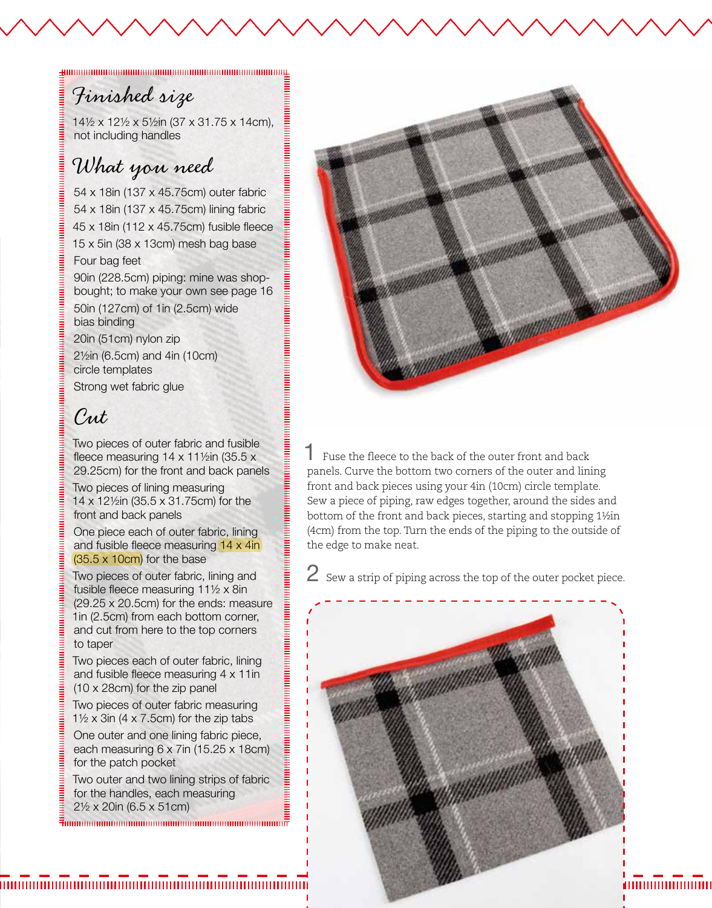## Finished size

14½ x 12½ x 5½in (37 x 31.75 x 14cm), not including handles

## What you need

- 54 x 18in (137 x 45.75cm) outer fabric
- 54 x 18in (137 x 45.75cm) lining fabric
- 45 x 18in (112 x 45.75cm) fusible fleece
- 15 x 5in (38 x 13cm) mesh bag base
- Four bag feet
- 90in (228.5cm) piping: mine was shop-bought; to make your own see page 16
- 50in (127cm) of 1in (2.5cm) wide bias binding
- 20in (51cm) nylon zip
- 2½in (6.5cm) and 4in (10cm) circle templates
- Strong wet fabric glue

## Cut

- Two pieces of outer fabric and fusible fleece measuring 14 x 11½in (35.5 x 29.25cm) for the front and back panels
- Two pieces of lining measuring 14 x 12½in (35.5 x 31.75cm) for the front and back panels
- One piece each of outer fabric, lining and fusible fleece measuring 14 x 4in (35.5 x 10cm) for the base
- Two pieces of outer fabric, lining and fusible fleece measuring 11½ x 8in (29.25 x 20.5cm) for the ends: measure 1in (2.5cm) from each bottom corner, and cut from here to the top corners to taper
- Two pieces each of outer fabric, lining and fusible fleece measuring 4 x 11in (10 x 28cm) for the zip panel
- Two pieces of outer fabric measuring 1½ x 3in (4 x 7.5cm) for the zip tabs
- One outer and one lining fabric piece, each measuring 6 x 7in (15.25 x 18cm) for the patch pocket
- Two outer and two lining strips of fabric for the handles, each measuring 2½ x 20in (6.5 x 51cm)

1 Fuse the fleece to the back of the outer front and back panels. Curve the bottom two corners of the outer and lining front and back pieces using your 4in (10cm) circle template. Sew a piece of piping, raw edges together, around the sides and bottom of the front and back pieces, starting and stopping 1½in (4cm) from the top. Turn the ends of the piping to the outside of the edge to make neat.

2 Sew a strip of piping across the top of the outer pocket piece.